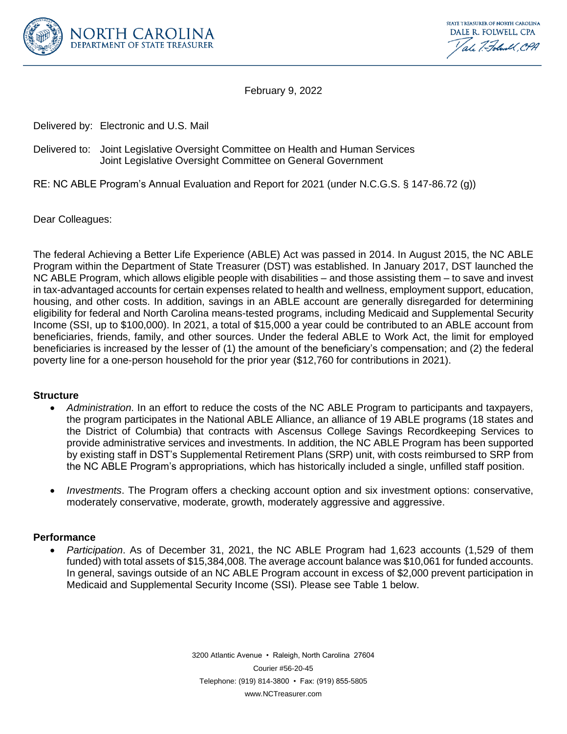NORTH CAROLINA
DEPARTMENT OF STATE TREASURER

STATE TREASURER OF NORTH CAROLINA
DALE R. FOLWELL, CPA

February 9, 2022

Delivered by: Electronic and U.S. Mail

Delivered to: Joint Legislative Oversight Committee on Health and Human Services
Joint Legislative Oversight Committee on General Government

RE: NC ABLE Program's Annual Evaluation and Report for 2021 (under N.C.G.S. § 147-86.72 (g))

Dear Colleagues:

The federal Achieving a Better Life Experience (ABLE) Act was passed in 2014. In August 2015, the NC ABLE Program within the Department of State Treasurer (DST) was established. In January 2017, DST launched the NC ABLE Program, which allows eligible people with disabilities – and those assisting them – to save and invest in tax-advantaged accounts for certain expenses related to health and wellness, employment support, education, housing, and other costs. In addition, savings in an ABLE account are generally disregarded for determining eligibility for federal and North Carolina means-tested programs, including Medicaid and Supplemental Security Income (SSI, up to $100,000). In 2021, a total of $15,000 a year could be contributed to an ABLE account from beneficiaries, friends, family, and other sources. Under the federal ABLE to Work Act, the limit for employed beneficiaries is increased by the lesser of (1) the amount of the beneficiary's compensation; and (2) the federal poverty line for a one-person household for the prior year ($12,760 for contributions in 2021).

**Structure**

- *Administration*. In an effort to reduce the costs of the NC ABLE Program to participants and taxpayers, the program participates in the National ABLE Alliance, an alliance of 19 ABLE programs (18 states and the District of Columbia) that contracts with Ascensus College Savings Recordkeeping Services to provide administrative services and investments. In addition, the NC ABLE Program has been supported by existing staff in DST's Supplemental Retirement Plans (SRP) unit, with costs reimbursed to SRP from the NC ABLE Program's appropriations, which has historically included a single, unfilled staff position.

- *Investments*. The Program offers a checking account option and six investment options: conservative, moderately conservative, moderate, growth, moderately aggressive and aggressive.

**Performance**

- *Participation*. As of December 31, 2021, the NC ABLE Program had 1,623 accounts (1,529 of them funded) with total assets of $15,384,008. The average account balance was $10,061 for funded accounts. In general, savings outside of an NC ABLE Program account in excess of $2,000 prevent participation in Medicaid and Supplemental Security Income (SSI). Please see Table 1 below.

3200 Atlantic Avenue • Raleigh, North Carolina 27604
Courier #56-20-45
Telephone: (919) 814-3800 • Fax: (919) 855-5805
www.NCTreasurer.com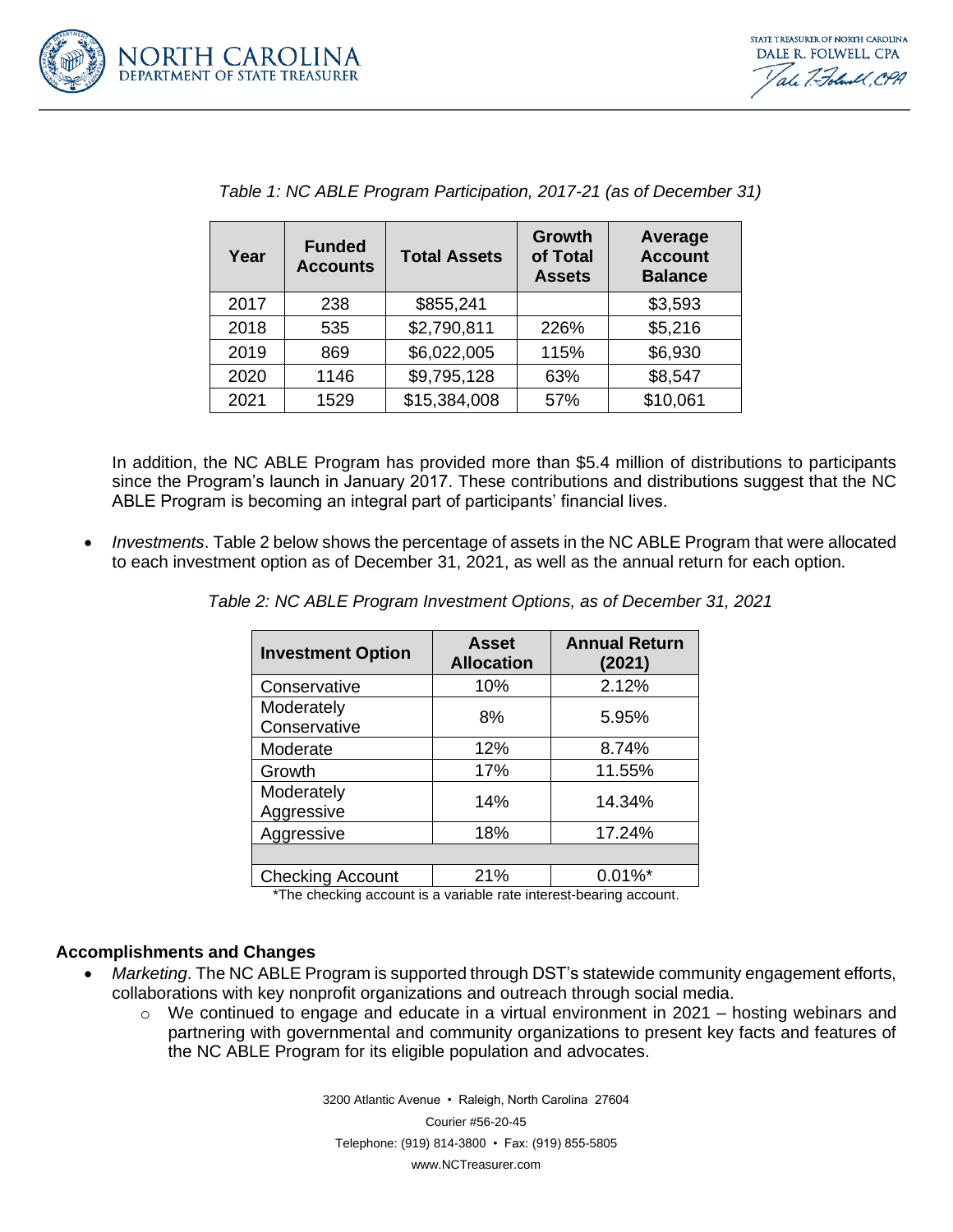*Table 1: NC ABLE Program Participation, 2017-21 (as of December 31)*

| Year | Funded Accounts | Total Assets | Growth of Total Assets | Average Account Balance |
|---|---|---|---|---|
| 2017 | 238 | $855,241 | | $3,593 |
| 2018 | 535 | $2,790,811 | 226% | $5,216 |
| 2019 | 869 | $6,022,005 | 115% | $6,930 |
| 2020 | 1146 | $9,795,128 | 63% | $8,547 |
| 2021 | 1529 | $15,384,008 | 57% | $10,061 |

In addition, the NC ABLE Program has provided more than $5.4 million of distributions to participants since the Program's launch in January 2017. These contributions and distributions suggest that the NC ABLE Program is becoming an integral part of participants' financial lives.

- *Investments*. Table 2 below shows the percentage of assets in the NC ABLE Program that were allocated to each investment option as of December 31, 2021, as well as the annual return for each option.

*Table 2: NC ABLE Program Investment Options, as of December 31, 2021*

| Investment Option | Asset Allocation | Annual Return (2021) |
|---|---|---|
| Conservative | 10% | 2.12% |
| Moderately Conservative | 8% | 5.95% |
| Moderate | 12% | 8.74% |
| Growth | 17% | 11.55% |
| Moderately Aggressive | 14% | 14.34% |
| Aggressive | 18% | 17.24% |
| | | |
| Checking Account | 21% | 0.01%* |

*The checking account is a variable rate interest-bearing account.

**Accomplishments and Changes**

- *Marketing*. The NC ABLE Program is supported through DST's statewide community engagement efforts, collaborations with key nonprofit organizations and outreach through social media.
  - We continued to engage and educate in a virtual environment in 2021 – hosting webinars and partnering with governmental and community organizations to present key facts and features of the NC ABLE Program for its eligible population and advocates.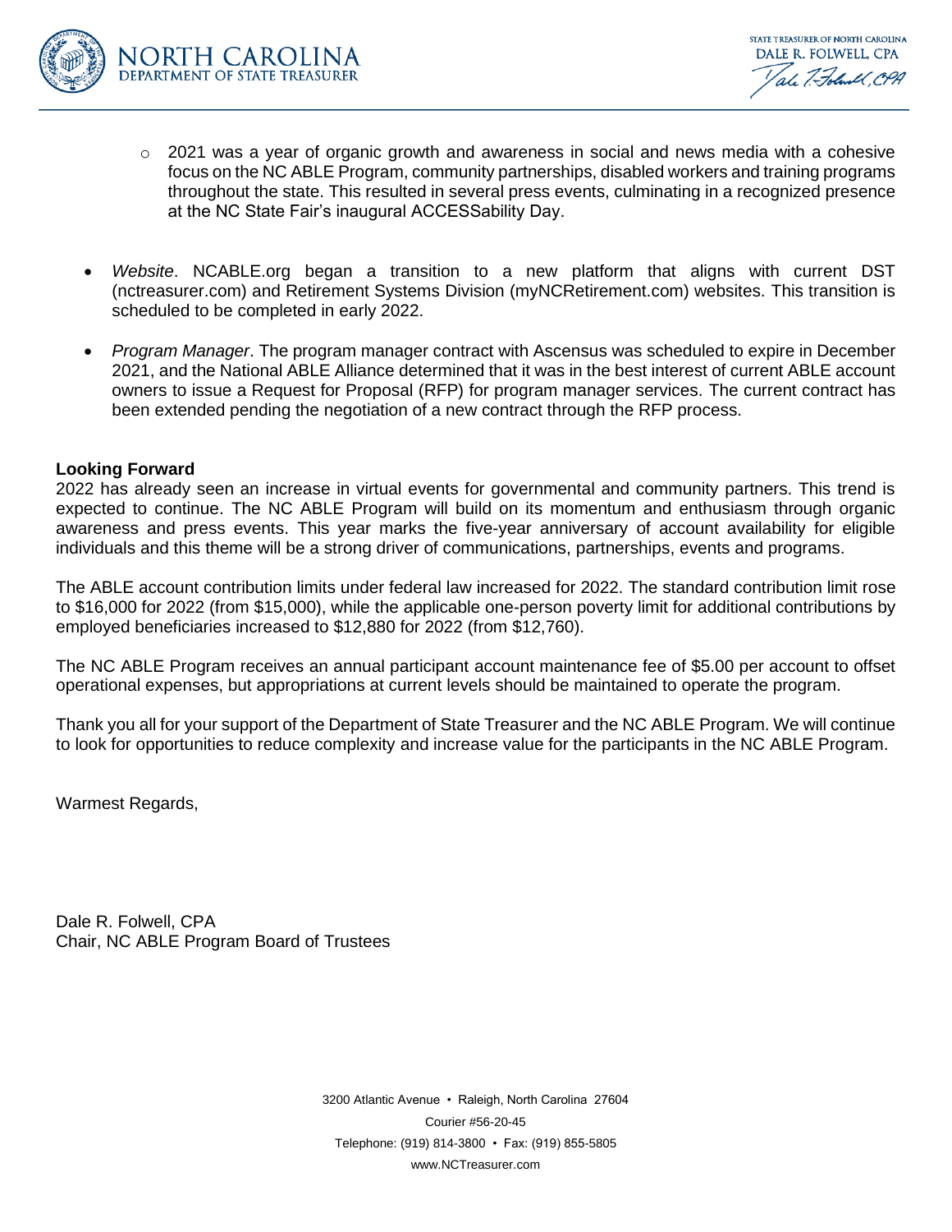- 2021 was a year of organic growth and awareness in social and news media with a cohesive focus on the NC ABLE Program, community partnerships, disabled workers and training programs throughout the state. This resulted in several press events, culminating in a recognized presence at the NC State Fair's inaugural ACCESSability Day.

- *Website*. NCABLE.org began a transition to a new platform that aligns with current DST (nctreasurer.com) and Retirement Systems Division (myNCRetirement.com) websites. This transition is scheduled to be completed in early 2022.

- *Program Manager*. The program manager contract with Ascensus was scheduled to expire in December 2021, and the National ABLE Alliance determined that it was in the best interest of current ABLE account owners to issue a Request for Proposal (RFP) for program manager services. The current contract has been extended pending the negotiation of a new contract through the RFP process.

**Looking Forward**

2022 has already seen an increase in virtual events for governmental and community partners. This trend is expected to continue. The NC ABLE Program will build on its momentum and enthusiasm through organic awareness and press events. This year marks the five-year anniversary of account availability for eligible individuals and this theme will be a strong driver of communications, partnerships, events and programs.

The ABLE account contribution limits under federal law increased for 2022. The standard contribution limit rose to $16,000 for 2022 (from $15,000), while the applicable one-person poverty limit for additional contributions by employed beneficiaries increased to $12,880 for 2022 (from $12,760).

The NC ABLE Program receives an annual participant account maintenance fee of $5.00 per account to offset operational expenses, but appropriations at current levels should be maintained to operate the program.

Thank you all for your support of the Department of State Treasurer and the NC ABLE Program. We will continue to look for opportunities to reduce complexity and increase value for the participants in the NC ABLE Program.

Warmest Regards,

Dale R. Folwell, CPA
Chair, NC ABLE Program Board of Trustees